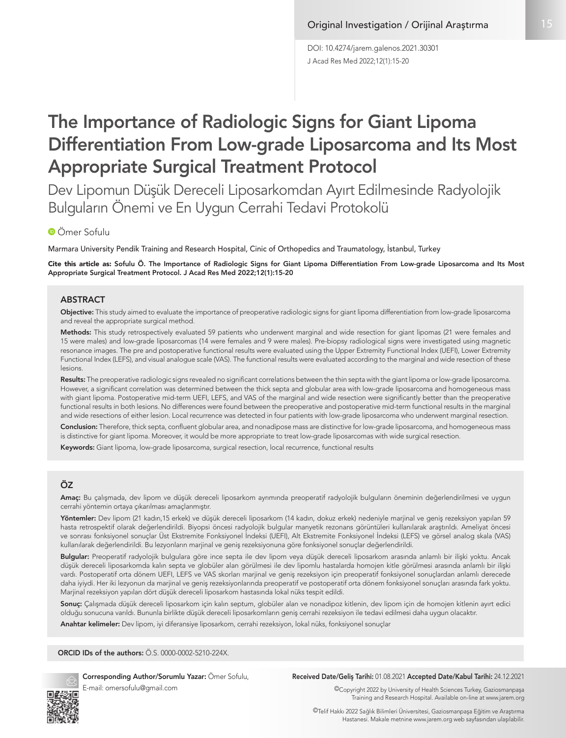Original Investigation / Orijinal Araştırma

DOI: 10.4274/jarem.galenos.2021.30301

# The Importance of Radiologic Signs for Giant Lipoma Differentiation From Low-grade Liposarcoma and Its Most Appropriate Surgical Treatment Protocol

## Dev Lipomun Düşük Dereceli Liposarkomdan Ayırt Edilmesinde Radyolojik Bulguların Önemi ve En Uygun Cerrahi Tedavi Protokolü

Ömer Sofulu

Marmara University Pendik Training and Research Hospital, Cinic of Orthopedics and Traumatology, İstanbul, Turkey

**Cite this article as: Sofulu Ö. The Importance of Radiologic Signs for Giant Lipoma Differentiation From Low-grade Liposarcoma and Its Most Appropriate Surgical Treatment Protocol. J Acad Res Med 2022;12(1):15-20**

### ABSTRACT

**Objective:** This study aimed to evaluate the importance of preoperative radiologic signs for giant lipoma differentiation from low-grade liposarcoma and reveal the appropriate surgical method.

**Methods:** This study retrospectively evaluated 59 patients who underwent marginal and wide resection for giant lipomas (21 were females and 15 were males) and low-grade liposarcomas (14 were females and 9 were males). Pre-biopsy radiological signs were investigated using magnetic resonance images. The pre and postoperative functional results were evaluated using the Upper Extremity Functional Index (UEFI), Lower Extremity Functional Index (LEFS), and visual analogue scale (VAS). The functional results were evaluated according to the marginal and wide resection of these lesions.

**Results:** The preoperative radiologic signs revealed no significant correlations between the thin septa with the giant lipoma or low-grade liposarcoma. However, a significant correlation was determined between the thick septa and globular area with low-grade liposarcoma and homogeneous mass with giant lipoma. Postoperative mid-term UEFI, LEFS, and VAS of the marginal and wide resection were significantly better than the preoperative functional results in both lesions. No differences were found between the preoperative and postoperative mid-term functional results in the marginal and wide resections of either lesion. Local recurrence was detected in four patients with low-grade liposarcoma who underwent marginal resection.

**Conclusion:** Therefore, thick septa, confluent globular area, and nonadipose mass are distinctive for low-grade liposarcoma, and homogeneous mass is distinctive for giant lipoma. Moreover, it would be more appropriate to treat low-grade liposarcomas with wide surgical resection.

**Keywords:** Giant lipoma, low-grade liposarcoma, surgical resection, local recurrence, functional results

### ÖZ

**Amaç:** Bu çalışmada, dev lipom ve düşük dereceli liposarkom ayırımında preoperatif radyolojik bulguların öneminin değerlendirilmesi ve uygun cerrahi yöntemin ortaya çıkarılması amaçlanmıştır.

**Yöntemler:** Dev lipom (21 kadın,15 erkek) ve düşük dereceli liposarkom (14 kadın, dokuz erkek) nedeniyle marjinal ve geniş rezeksiyon yapılan 59 hasta retrospektif olarak değerlendirildi. Biyopsi öncesi radyolojik bulgular manyetik rezonans görüntüleri kullanılarak araştırıldı. Ameliyat öncesi ve sonrası fonksiyonel sonuçlar Üst Ekstremite Fonksiyonel İndeksi (UEFI), Alt Ekstremite Fonksiyonel İndeksi (LEFS) ve görsel analog skala (VAS) kullanılarak değerlendirildi. Bu lezyonların marjinal ve geniş rezeksiyonuna göre fonksiyonel sonuçlar değerlendirildi.

**Bulgular:** Preoperatif radyolojik bulgulara göre ince septa ile dev lipom veya düşük dereceli liposarkom arasında anlamlı bir ilişki yoktu. Ancak düşük dereceli liposarkomda kalın septa ve globüler alan görülmesi ile dev lipomlu hastalarda homojen kitle görülmesi arasında anlamlı bir ilişki vardı. Postoperatif orta dönem UEFI, LEFS ve VAS skorları marjinal ve geniş rezeksiyon için preoperatif fonksiyonel sonuçlardan anlamlı derecede daha iyiydi. Her iki lezyonun da marjinal ve geniş rezeksiyonlarında preoperatif ve postoperatif orta dönem fonksiyonel sonuçları arasında fark yoktu. Marjinal rezeksiyon yapılan dört düşük dereceli liposarkom hastasında lokal nüks tespit edildi.

**Sonuç:** Çalışmada düşük dereceli liposarkom için kalın septum, globüler alan ve nonadipoz kitlenin, dev lipom için de homojen kitlenin ayırt edici olduğu sonucuna varıldı. Bununla birlikte düşük dereceli liposarkomların geniş cerrahi rezeksiyon ile tedavi edilmesi daha uygun olacaktır.

**Anahtar kelimeler:** Dev lipom, iyi diferansiye liposarkom, cerrahi rezeksiyon, lokal nüks, fonksiyonel sonuçlar

**ORCID IDs of the authors:** Ö.S. 0000-0002-5210-224X.

**Corresponding Author/Sorumlu Yazar:** Ömer Sofulu,
E-mail: omersofulu@gmail.com

**Received Date/Geliş Tarihi:** 01.08.2021 **Accepted Date/Kabul Tarihi:** 24.12.2021

©Copyright 2022 by University of Health Sciences Turkey, Gaziosmanpaşa Training and Research Hospital. Available on-line at www.jarem.org

©Telif Hakkı 2022 Sağlık Bilimleri Üniversitesi, Gaziosmanpaşa Eğitim ve Araştırma Hastanesi. Makale metnine www.jarem.org web sayfasından ulaşılabilir.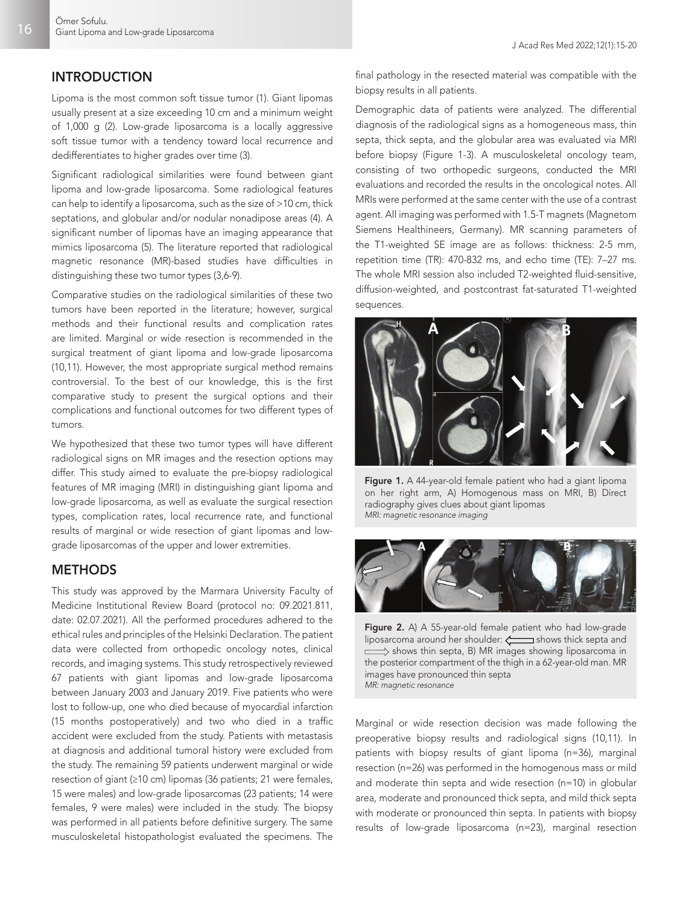## INTRODUCTION

Lipoma is the most common soft tissue tumor (1). Giant lipomas usually present at a size exceeding 10 cm and a minimum weight of 1,000 g (2). Low-grade liposarcoma is a locally aggressive soft tissue tumor with a tendency toward local recurrence and dedifferentiates to higher grades over time (3).

Significant radiological similarities were found between giant lipoma and low-grade liposarcoma. Some radiological features can help to identify a liposarcoma, such as the size of >10 cm, thick septations, and globular and/or nodular nonadipose areas (4). A significant number of lipomas have an imaging appearance that mimics liposarcoma (5). The literature reported that radiological magnetic resonance (MR)-based studies have difficulties in distinguishing these two tumor types (3,6-9).

Comparative studies on the radiological similarities of these two tumors have been reported in the literature; however, surgical methods and their functional results and complication rates are limited. Marginal or wide resection is recommended in the surgical treatment of giant lipoma and low-grade liposarcoma (10,11). However, the most appropriate surgical method remains controversial. To the best of our knowledge, this is the first comparative study to present the surgical options and their complications and functional outcomes for two different types of tumors.

We hypothesized that these two tumor types will have different radiological signs on MR images and the resection options may differ. This study aimed to evaluate the pre-biopsy radiological features of MR imaging (MRI) in distinguishing giant lipoma and low-grade liposarcoma, as well as evaluate the surgical resection types, complication rates, local recurrence rate, and functional results of marginal or wide resection of giant lipomas and low-grade liposarcomas of the upper and lower extremities.

## METHODS

This study was approved by the Marmara University Faculty of Medicine Institutional Review Board (protocol no: 09.2021.811, date: 02.07.2021). All the performed procedures adhered to the ethical rules and principles of the Helsinki Declaration. The patient data were collected from orthopedic oncology notes, clinical records, and imaging systems. This study retrospectively reviewed 67 patients with giant lipomas and low-grade liposarcoma between January 2003 and January 2019. Five patients who were lost to follow-up, one who died because of myocardial infarction (15 months postoperatively) and two who died in a traffic accident were excluded from the study. Patients with metastasis at diagnosis and additional tumoral history were excluded from the study. The remaining 59 patients underwent marginal or wide resection of giant (≥10 cm) lipomas (36 patients; 21 were females, 15 were males) and low-grade liposarcomas (23 patients; 14 were females, 9 were males) were included in the study. The biopsy was performed in all patients before definitive surgery. The same musculoskeletal histopathologist evaluated the specimens. The final pathology in the resected material was compatible with the biopsy results in all patients.

Demographic data of patients were analyzed. The differential diagnosis of the radiological signs as a homogeneous mass, thin septa, thick septa, and the globular area was evaluated via MRI before biopsy (Figure 1-3). A musculoskeletal oncology team, consisting of two orthopedic surgeons, conducted the MRI evaluations and recorded the results in the oncological notes. All MRIs were performed at the same center with the use of a contrast agent. All imaging was performed with 1.5-T magnets (Magnetom Siemens Healthineers, Germany). MR scanning parameters of the T1-weighted SE image are as follows: thickness: 2-5 mm, repetition time (TR): 470-832 ms, and echo time (TE): 7–27 ms. The whole MRI session also included T2-weighted fluid-sensitive, diffusion-weighted, and postcontrast fat-saturated T1-weighted sequences.

**Figure 1.** A 44-year-old female patient who had a giant lipoma on her right arm, A) Homogenous mass on MRI, B) Direct radiography gives clues about giant lipomas
*MRI: magnetic resonance imaging*

**Figure 2.** A) A 55-year-old female patient who had low-grade liposarcoma around her shoulder: ⟸ shows thick septa and ⇨ shows thin septa, B) MR images showing liposarcoma in the posterior compartment of the thigh in a 62-year-old man. MR images have pronounced thin septa
*MR: magnetic resonance*

Marginal or wide resection decision was made following the preoperative biopsy results and radiological signs (10,11). In patients with biopsy results of giant lipoma (n=36), marginal resection (n=26) was performed in the homogenous mass or mild and moderate thin septa and wide resection (n=10) in globular area, moderate and pronounced thick septa, and mild thick septa with moderate or pronounced thin septa. In patients with biopsy results of low-grade liposarcoma (n=23), marginal resection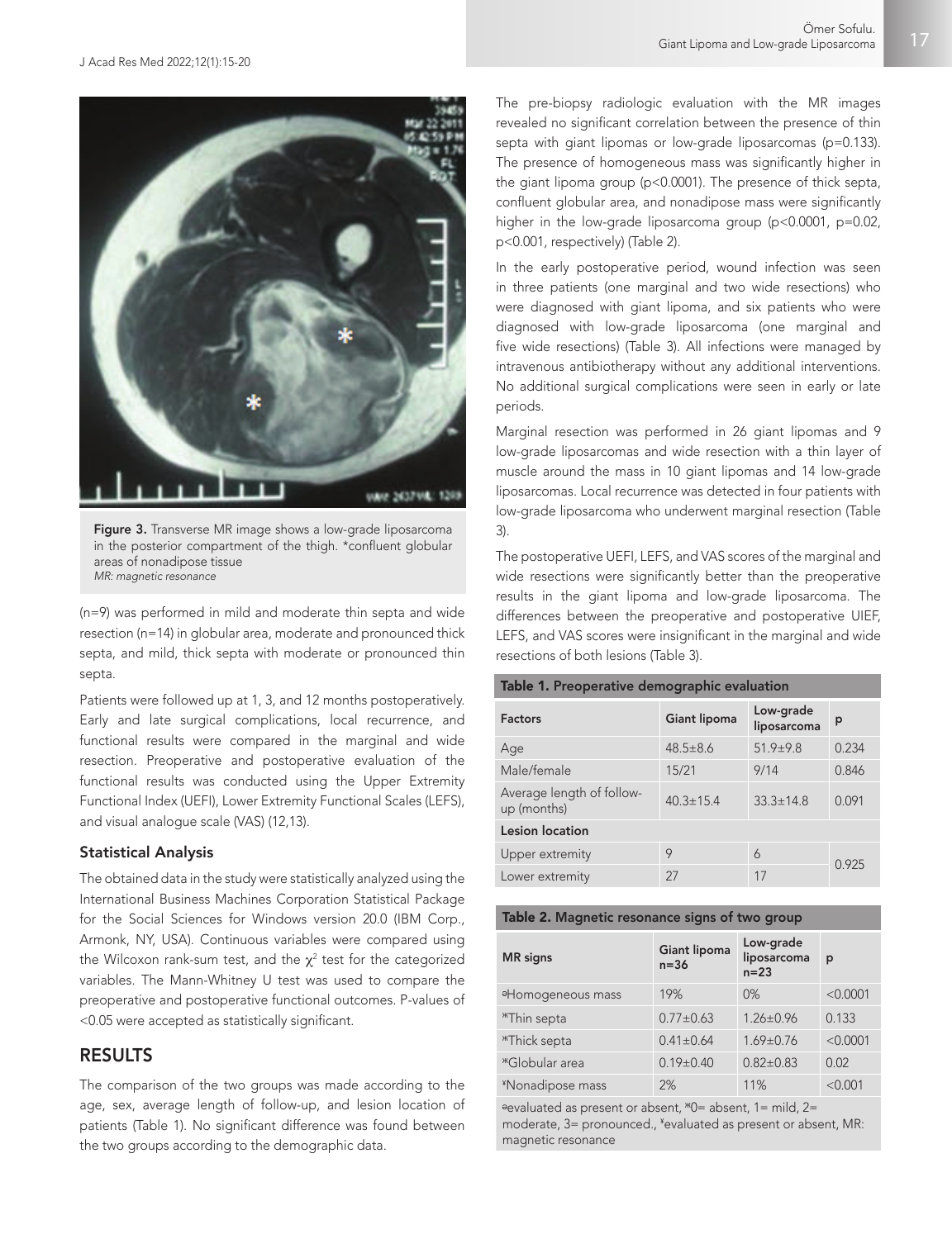Figure 3. Transverse MR image shows a low-grade liposarcoma in the posterior compartment of the thigh. *confluent globular areas of nonadipose tissue
*MR: magnetic resonance*

(n=9) was performed in mild and moderate thin septa and wide resection (n=14) in globular area, moderate and pronounced thick septa, and mild, thick septa with moderate or pronounced thin septa.

Patients were followed up at 1, 3, and 12 months postoperatively. Early and late surgical complications, local recurrence, and functional results were compared in the marginal and wide resection. Preoperative and postoperative evaluation of the functional results was conducted using the Upper Extremity Functional Index (UEFI), Lower Extremity Functional Scales (LEFS), and visual analogue scale (VAS) (12,13).

### Statistical Analysis

The obtained data in the study were statistically analyzed using the International Business Machines Corporation Statistical Package for the Social Sciences for Windows version 20.0 (IBM Corp., Armonk, NY, USA). Continuous variables were compared using the Wilcoxon rank-sum test, and the $\chi^2$ test for the categorized variables. The Mann-Whitney U test was used to compare the preoperative and postoperative functional outcomes. P-values of <0.05 were accepted as statistically significant.

## RESULTS

The comparison of the two groups was made according to the age, sex, average length of follow-up, and lesion location of patients (Table 1). No significant difference was found between the two groups according to the demographic data.

The pre-biopsy radiologic evaluation with the MR images revealed no significant correlation between the presence of thin septa with giant lipomas or low-grade liposarcomas (p=0.133). The presence of homogeneous mass was significantly higher in the giant lipoma group (p<0.0001). The presence of thick septa, confluent globular area, and nonadipose mass were significantly higher in the low-grade liposarcoma group (p<0.0001, p=0.02, p<0.001, respectively) (Table 2).

In the early postoperative period, wound infection was seen in three patients (one marginal and two wide resections) who were diagnosed with giant lipoma, and six patients who were diagnosed with low-grade liposarcoma (one marginal and five wide resections) (Table 3). All infections were managed by intravenous antibiotherapy without any additional interventions. No additional surgical complications were seen in early or late periods.

Marginal resection was performed in 26 giant lipomas and 9 low-grade liposarcomas and wide resection with a thin layer of muscle around the mass in 10 giant lipomas and 14 low-grade liposarcomas. Local recurrence was detected in four patients with low-grade liposarcoma who underwent marginal resection (Table 3).

The postoperative UEFI, LEFS, and VAS scores of the marginal and wide resections were significantly better than the preoperative results in the giant lipoma and low-grade liposarcoma. The differences between the preoperative and postoperative UIEF, LEFS, and VAS scores were insignificant in the marginal and wide resections of both lesions (Table 3).

**Table 1.** Preoperative demographic evaluation

| Factors | Giant lipoma | Low-grade liposarcoma | p |
|---|---|---|---|
| Age | 48.5±8.6 | 51.9±9.8 | 0.234 |
| Male/female | 15/21 | 9/14 | 0.846 |
| Average length of follow-up (months) | 40.3±15.4 | 33.3±14.8 | 0.091 |
| **Lesion location** | | | |
| Upper extremity | 9 | 6 | 0.925 |
| Lower extremity | 27 | 17 | |

**Table 2.** Magnetic resonance signs of two group

| MR signs | Giant lipoma n=36 | Low-grade liposarcoma n=23 | p |
|---|---|---|---|
| ªHomogeneous mass | 19% | 0% | <0.0001 |
| *Thin septa | 0.77±0.63 | 1.26±0.96 | 0.133 |
| *Thick septa | 0.41±0.64 | 1.69±0.76 | <0.0001 |
| *Globular area | 0.19±0.40 | 0.82±0.83 | 0.02 |
| ¥Nonadipose mass | 2% | 11% | <0.001 |

ªevaluated as present or absent, *0= absent, 1= mild, 2= moderate, 3= pronounced., ¥evaluated as present or absent, MR: magnetic resonance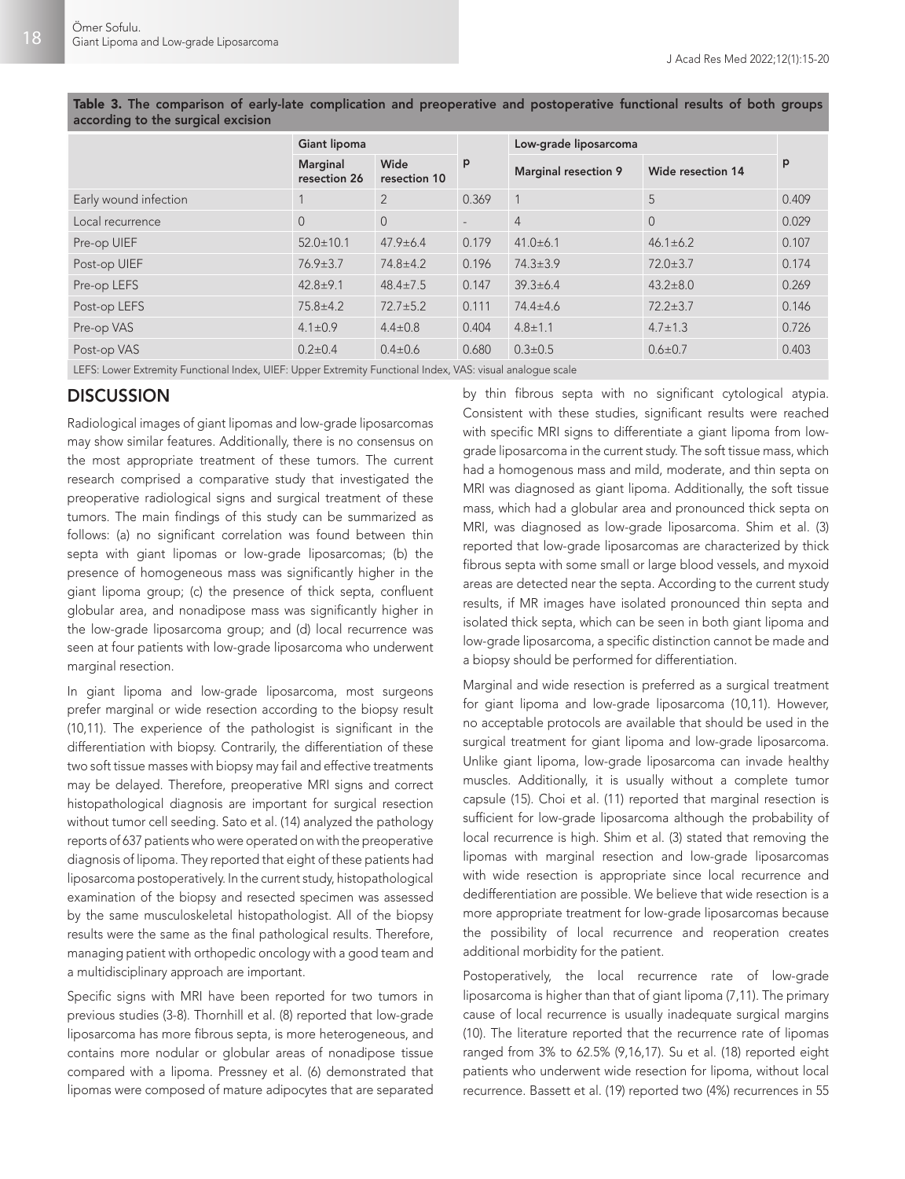**Table 3.** The comparison of early-late complication and preoperative and postoperative functional results of both groups according to the surgical excision

| | Giant lipoma | | p | Low-grade liposarcoma | | p |
|---|---|---|---|---|---|---|
| | Marginal resection 26 | Wide resection 10 | | Marginal resection 9 | Wide resection 14 | |
| Early wound infection | 1 | 2 | 0.369 | 1 | 5 | 0.409 |
| Local recurrence | 0 | 0 | - | 4 | 0 | 0.029 |
| Pre-op UIEF | 52.0±10.1 | 47.9±6.4 | 0.179 | 41.0±6.1 | 46.1±6.2 | 0.107 |
| Post-op UIEF | 76.9±3.7 | 74.8±4.2 | 0.196 | 74.3±3.9 | 72.0±3.7 | 0.174 |
| Pre-op LEFS | 42.8±9.1 | 48.4±7.5 | 0.147 | 39.3±6.4 | 43.2±8.0 | 0.269 |
| Post-op LEFS | 75.8±4.2 | 72.7±5.2 | 0.111 | 74.4±4.6 | 72.2±3.7 | 0.146 |
| Pre-op VAS | 4.1±0.9 | 4.4±0.8 | 0.404 | 4.8±1.1 | 4.7±1.3 | 0.726 |
| Post-op VAS | 0.2±0.4 | 0.4±0.6 | 0.680 | 0.3±0.5 | 0.6±0.7 | 0.403 |

LEFS: Lower Extremity Functional Index, UIEF: Upper Extremity Functional Index, VAS: visual analogue scale

## DISCUSSION

Radiological images of giant lipomas and low-grade liposarcomas may show similar features. Additionally, there is no consensus on the most appropriate treatment of these tumors. The current research comprised a comparative study that investigated the preoperative radiological signs and surgical treatment of these tumors. The main findings of this study can be summarized as follows: (a) no significant correlation was found between thin septa with giant lipomas or low-grade liposarcomas; (b) the presence of homogeneous mass was significantly higher in the giant lipoma group; (c) the presence of thick septa, confluent globular area, and nonadipose mass was significantly higher in the low-grade liposarcoma group; and (d) local recurrence was seen at four patients with low-grade liposarcoma who underwent marginal resection.

In giant lipoma and low-grade liposarcoma, most surgeons prefer marginal or wide resection according to the biopsy result (10,11). The experience of the pathologist is significant in the differentiation with biopsy. Contrarily, the differentiation of these two soft tissue masses with biopsy may fail and effective treatments may be delayed. Therefore, preoperative MRI signs and correct histopathological diagnosis are important for surgical resection without tumor cell seeding. Sato et al. (14) analyzed the pathology reports of 637 patients who were operated on with the preoperative diagnosis of lipoma. They reported that eight of these patients had liposarcoma postoperatively. In the current study, histopathological examination of the biopsy and resected specimen was assessed by the same musculoskeletal histopathologist. All of the biopsy results were the same as the final pathological results. Therefore, managing patient with orthopedic oncology with a good team and a multidisciplinary approach are important.

Specific signs with MRI have been reported for two tumors in previous studies (3-8). Thornhill et al. (8) reported that low-grade liposarcoma has more fibrous septa, is more heterogeneous, and contains more nodular or globular areas of nonadipose tissue compared with a lipoma. Pressney et al. (6) demonstrated that lipomas were composed of mature adipocytes that are separated by thin fibrous septa with no significant cytological atypia. Consistent with these studies, significant results were reached with specific MRI signs to differentiate a giant lipoma from low-grade liposarcoma in the current study. The soft tissue mass, which had a homogenous mass and mild, moderate, and thin septa on MRI was diagnosed as giant lipoma. Additionally, the soft tissue mass, which had a globular area and pronounced thick septa on MRI, was diagnosed as low-grade liposarcoma. Shim et al. (3) reported that low-grade liposarcomas are characterized by thick fibrous septa with some small or large blood vessels, and myxoid areas are detected near the septa. According to the current study results, if MR images have isolated pronounced thin septa and isolated thick septa, which can be seen in both giant lipoma and low-grade liposarcoma, a specific distinction cannot be made and a biopsy should be performed for differentiation.

Marginal and wide resection is preferred as a surgical treatment for giant lipoma and low-grade liposarcoma (10,11). However, no acceptable protocols are available that should be used in the surgical treatment for giant lipoma and low-grade liposarcoma. Unlike giant lipoma, low-grade liposarcoma can invade healthy muscles. Additionally, it is usually without a complete tumor capsule (15). Choi et al. (11) reported that marginal resection is sufficient for low-grade liposarcoma although the probability of local recurrence is high. Shim et al. (3) stated that removing the lipomas with marginal resection and low-grade liposarcomas with wide resection is appropriate since local recurrence and dedifferentiation are possible. We believe that wide resection is a more appropriate treatment for low-grade liposarcomas because the possibility of local recurrence and reoperation creates additional morbidity for the patient.

Postoperatively, the local recurrence rate of low-grade liposarcoma is higher than that of giant lipoma (7,11). The primary cause of local recurrence is usually inadequate surgical margins (10). The literature reported that the recurrence rate of lipomas ranged from 3% to 62.5% (9,16,17). Su et al. (18) reported eight patients who underwent wide resection for lipoma, without local recurrence. Bassett et al. (19) reported two (4%) recurrences in 55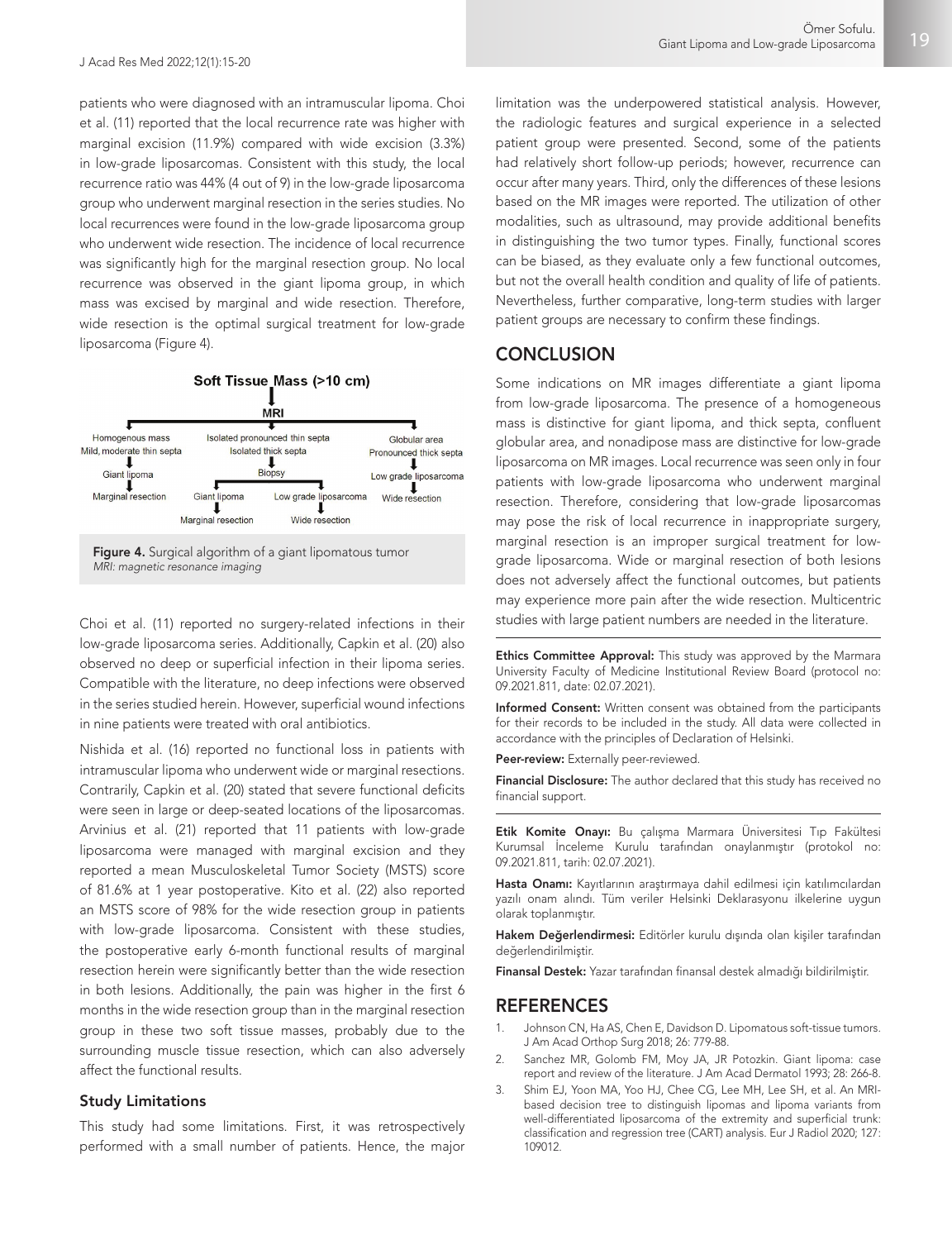patients who were diagnosed with an intramuscular lipoma. Choi et al. (11) reported that the local recurrence rate was higher with marginal excision (11.9%) compared with wide excision (3.3%) in low-grade liposarcomas. Consistent with this study, the local recurrence ratio was 44% (4 out of 9) in the low-grade liposarcoma group who underwent marginal resection in the series studies. No local recurrences were found in the low-grade liposarcoma group who underwent wide resection. The incidence of local recurrence was significantly high for the marginal resection group. No local recurrence was observed in the giant lipoma group, in which mass was excised by marginal and wide resection. Therefore, wide resection is the optimal surgical treatment for low-grade liposarcoma (Figure 4).

**Figure 4.** Surgical algorithm of a giant lipomatous tumor
*MRI: magnetic resonance imaging*

Choi et al. (11) reported no surgery-related infections in their low-grade liposarcoma series. Additionally, Capkin et al. (20) also observed no deep or superficial infection in their lipoma series. Compatible with the literature, no deep infections were observed in the series studied herein. However, superficial wound infections in nine patients were treated with oral antibiotics.

Nishida et al. (16) reported no functional loss in patients with intramuscular lipoma who underwent wide or marginal resections. Contrarily, Capkin et al. (20) stated that severe functional deficits were seen in large or deep-seated locations of the liposarcomas. Arvinius et al. (21) reported that 11 patients with low-grade liposarcoma were managed with marginal excision and they reported a mean Musculoskeletal Tumor Society (MSTS) score of 81.6% at 1 year postoperative. Kito et al. (22) also reported an MSTS score of 98% for the wide resection group in patients with low-grade liposarcoma. Consistent with these studies, the postoperative early 6-month functional results of marginal resection herein were significantly better than the wide resection in both lesions. Additionally, the pain was higher in the first 6 months in the wide resection group than in the marginal resection group in these two soft tissue masses, probably due to the surrounding muscle tissue resection, which can also adversely affect the functional results.

### Study Limitations

This study had some limitations. First, it was retrospectively performed with a small number of patients. Hence, the major limitation was the underpowered statistical analysis. However, the radiologic features and surgical experience in a selected patient group were presented. Second, some of the patients had relatively short follow-up periods; however, recurrence can occur after many years. Third, only the differences of these lesions based on the MR images were reported. The utilization of other modalities, such as ultrasound, may provide additional benefits in distinguishing the two tumor types. Finally, functional scores can be biased, as they evaluate only a few functional outcomes, but not the overall health condition and quality of life of patients. Nevertheless, further comparative, long-term studies with larger patient groups are necessary to confirm these findings.

## CONCLUSION

Some indications on MR images differentiate a giant lipoma from low-grade liposarcoma. The presence of a homogeneous mass is distinctive for giant lipoma, and thick septa, confluent globular area, and nonadipose mass are distinctive for low-grade liposarcoma on MR images. Local recurrence was seen only in four patients with low-grade liposarcoma who underwent marginal resection. Therefore, considering that low-grade liposarcomas may pose the risk of local recurrence in inappropriate surgery, marginal resection is an improper surgical treatment for low-grade liposarcoma. Wide or marginal resection of both lesions does not adversely affect the functional outcomes, but patients may experience more pain after the wide resection. Multicentric studies with large patient numbers are needed in the literature.

**Ethics Committee Approval:** This study was approved by the Marmara University Faculty of Medicine Institutional Review Board (protocol no: 09.2021.811, date: 02.07.2021).

**Informed Consent:** Written consent was obtained from the participants for their records to be included in the study. All data were collected in accordance with the principles of Declaration of Helsinki.

**Peer-review:** Externally peer-reviewed.

**Financial Disclosure:** The author declared that this study has received no financial support.

**Etik Komite Onayı:** Bu çalışma Marmara Üniversitesi Tıp Fakültesi Kurumsal İnceleme Kurulu tarafından onaylanmıştır (protokol no: 09.2021.811, tarih: 02.07.2021).

**Hasta Onamı:** Kayıtlarının araştırmaya dahil edilmesi için katılımcılardan yazılı onam alındı. Tüm veriler Helsinki Deklarasyonu ilkelerine uygun olarak toplanmıştır.

**Hakem Değerlendirmesi:** Editörler kurulu dışında olan kişiler tarafından değerlendirilmiştir.

**Finansal Destek:** Yazar tarafından finansal destek almadığı bildirilmiştir.

## REFERENCES

1. Johnson CN, Ha AS, Chen E, Davidson D. Lipomatous soft-tissue tumors. J Am Acad Orthop Surg 2018; 26: 779-88.
2. Sanchez MR, Golomb FM, Moy JA, JR Potozkin. Giant lipoma: case report and review of the literature. J Am Acad Dermatol 1993; 28: 266-8.
3. Shim EJ, Yoon MA, Yoo HJ, Chee CG, Lee MH, Lee SH, et al. An MRI-based decision tree to distinguish lipomas and lipoma variants from well-differentiated liposarcoma of the extremity and superficial trunk: classification and regression tree (CART) analysis. Eur J Radiol 2020; 127: 109012.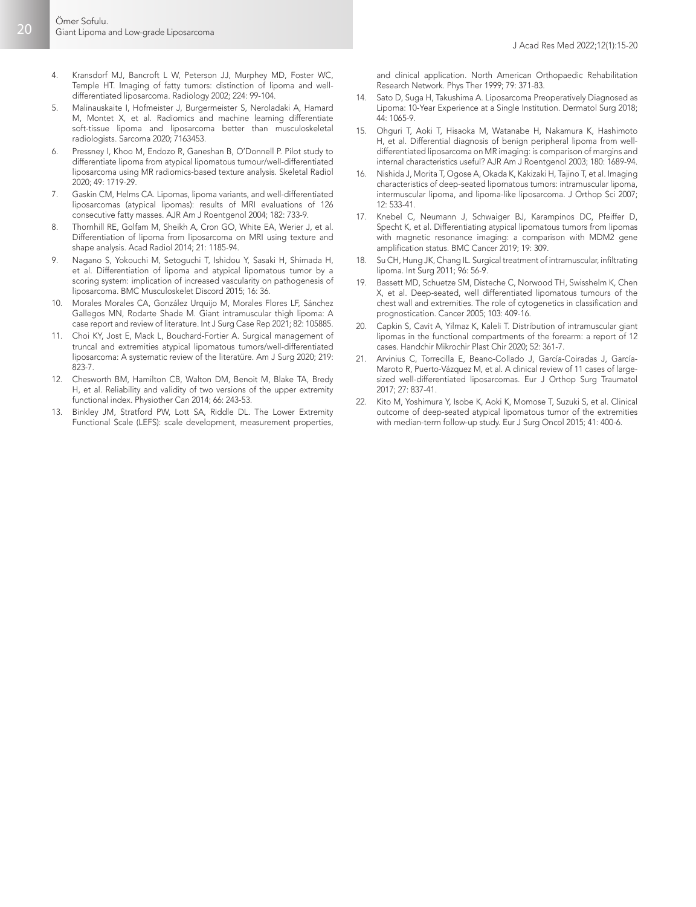4. Kransdorf MJ, Bancroft L W, Peterson JJ, Murphey MD, Foster WC, Temple HT. Imaging of fatty tumors: distinction of lipoma and well-differentiated liposarcoma. Radiology 2002; 224: 99-104.
5. Malinauskaite I, Hofmeister J, Burgermeister S, Neroladaki A, Hamard M, Montet X, et al. Radiomics and machine learning differentiate soft-tissue lipoma and liposarcoma better than musculoskeletal radiologists. Sarcoma 2020; 7163453.
6. Pressney I, Khoo M, Endozo R, Ganeshan B, O'Donnell P. Pilot study to differentiate lipoma from atypical lipomatous tumour/well-differentiated liposarcoma using MR radiomics-based texture analysis. Skeletal Radiol 2020; 49: 1719-29.
7. Gaskin CM, Helms CA. Lipomas, lipoma variants, and well-differentiated liposarcomas (atypical lipomas): results of MRI evaluations of 126 consecutive fatty masses. AJR Am J Roentgenol 2004; 182: 733-9.
8. Thornhill RE, Golfam M, Sheikh A, Cron GO, White EA, Werier J, et al. Differentiation of lipoma from liposarcoma on MRI using texture and shape analysis. Acad Radiol 2014; 21: 1185-94.
9. Nagano S, Yokouchi M, Setoguchi T, Ishidou Y, Sasaki H, Shimada H, et al. Differentiation of lipoma and atypical lipomatous tumor by a scoring system: implication of increased vascularity on pathogenesis of liposarcoma. BMC Musculoskelet Discord 2015; 16: 36.
10. Morales Morales CA, González Urquijo M, Morales Flores LF, Sánchez Gallegos MN, Rodarte Shade M. Giant intramuscular thigh lipoma: A case report and review of literature. Int J Surg Case Rep 2021; 82: 105885.
11. Choi KY, Jost E, Mack L, Bouchard-Fortier A. Surgical management of truncal and extremities atypical lipomatous tumors/well-differentiated liposarcoma: A systematic review of the literatüre. Am J Surg 2020; 219: 823-7.
12. Chesworth BM, Hamilton CB, Walton DM, Benoit M, Blake TA, Bredy H, et al. Reliability and validity of two versions of the upper extremity functional index. Physiother Can 2014; 66: 243-53.
13. Binkley JM, Stratford PW, Lott SA, Riddle DL. The Lower Extremity Functional Scale (LEFS): scale development, measurement properties, and clinical application. North American Orthopaedic Rehabilitation Research Network. Phys Ther 1999; 79: 371-83.
14. Sato D, Suga H, Takushima A. Liposarcoma Preoperatively Diagnosed as Lipoma: 10-Year Experience at a Single Institution. Dermatol Surg 2018; 44: 1065-9.
15. Ohguri T, Aoki T, Hisaoka M, Watanabe H, Nakamura K, Hashimoto H, et al. Differential diagnosis of benign peripheral lipoma from well-differentiated liposarcoma on MR imaging: is comparison of margins and internal characteristics useful? AJR Am J Roentgenol 2003; 180: 1689-94.
16. Nishida J, Morita T, Ogose A, Okada K, Kakizaki H, Tajino T, et al. Imaging characteristics of deep-seated lipomatous tumors: intramuscular lipoma, intermuscular lipoma, and lipoma-like liposarcoma. J Orthop Sci 2007; 12: 533-41.
17. Knebel C, Neumann J, Schwaiger BJ, Karampinos DC, Pfeiffer D, Specht K, et al. Differentiating atypical lipomatous tumors from lipomas with magnetic resonance imaging: a comparison with MDM2 gene amplification status. BMC Cancer 2019; 19: 309.
18. Su CH, Hung JK, Chang IL. Surgical treatment of intramuscular, infiltrating lipoma. Int Surg 2011; 96: 56-9.
19. Bassett MD, Schuetze SM, Disteche C, Norwood TH, Swisshelm K, Chen X, et al. Deep-seated, well differentiated lipomatous tumours of the chest wall and extremities. The role of cytogenetics in classification and prognostication. Cancer 2005; 103: 409-16.
20. Capkin S, Cavit A, Yilmaz K, Kaleli T. Distribution of intramuscular giant lipomas in the functional compartments of the forearm: a report of 12 cases. Handchir Mikrochir Plast Chir 2020; 52: 361-7.
21. Arvinius C, Torrecilla E, Beano-Collado J, García-Coiradas J, García-Maroto R, Puerto-Vázquez M, et al. A clinical review of 11 cases of large-sized well-differentiated liposarcomas. Eur J Orthop Surg Traumatol 2017; 27: 837-41.
22. Kito M, Yoshimura Y, Isobe K, Aoki K, Momose T, Suzuki S, et al. Clinical outcome of deep-seated atypical lipomatous tumor of the extremities with median-term follow-up study. Eur J Surg Oncol 2015; 41: 400-6.